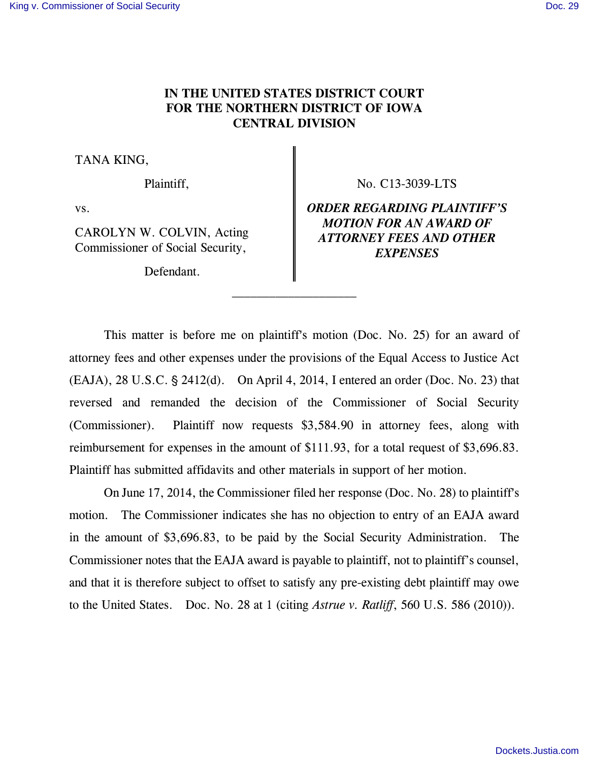# IN THE UNITED STATES DISTRICT COURT FOR THE NORTHERN DISTRICT OF IOWA CENTRAL DIVISION

TANA KING,

Plaintiff,

vs.

CAROLYN W. COLVIN, Acting Commissioner of Social Security,

Defendant.

No. C13-3039-LTS

***ORDER REGARDING PLAINTIFF'S MOTION FOR AN AWARD OF ATTORNEY FEES AND OTHER EXPENSES***

---

This matter is before me on plaintiff's motion (Doc. No. 25) for an award of attorney fees and other expenses under the provisions of the Equal Access to Justice Act (EAJA), 28 U.S.C. § 2412(d). On April 4, 2014, I entered an order (Doc. No. 23) that reversed and remanded the decision of the Commissioner of Social Security (Commissioner). Plaintiff now requests $3,584.90 in attorney fees, along with reimbursement for expenses in the amount of $111.93, for a total request of $3,696.83. Plaintiff has submitted affidavits and other materials in support of her motion.

On June 17, 2014, the Commissioner filed her response (Doc. No. 28) to plaintiff's motion. The Commissioner indicates she has no objection to entry of an EAJA award in the amount of $3,696.83, to be paid by the Social Security Administration. The Commissioner notes that the EAJA award is payable to plaintiff, not to plaintiff's counsel, and that it is therefore subject to offset to satisfy any pre-existing debt plaintiff may owe to the United States. Doc. No. 28 at 1 (citing *Astrue v. Ratliff*, 560 U.S. 586 (2010)).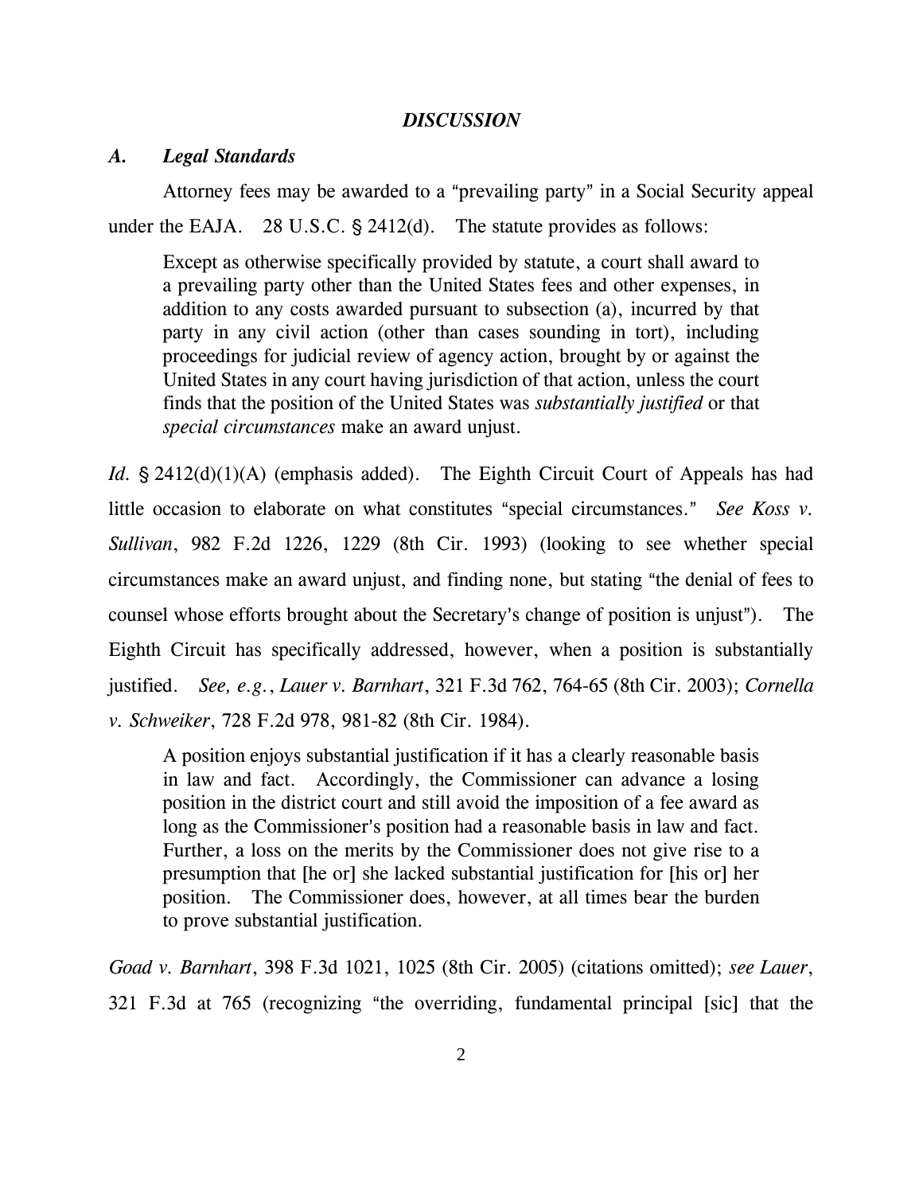## *DISCUSSION*

### *A. Legal Standards*

Attorney fees may be awarded to a "prevailing party" in a Social Security appeal under the EAJA. 28 U.S.C. § 2412(d). The statute provides as follows:

> Except as otherwise specifically provided by statute, a court shall award to a prevailing party other than the United States fees and other expenses, in addition to any costs awarded pursuant to subsection (a), incurred by that party in any civil action (other than cases sounding in tort), including proceedings for judicial review of agency action, brought by or against the United States in any court having jurisdiction of that action, unless the court finds that the position of the United States was *substantially justified* or that *special circumstances* make an award unjust.

*Id.* § 2412(d)(1)(A) (emphasis added). The Eighth Circuit Court of Appeals has had little occasion to elaborate on what constitutes "special circumstances." *See Koss v. Sullivan*, 982 F.2d 1226, 1229 (8th Cir. 1993) (looking to see whether special circumstances make an award unjust, and finding none, but stating "the denial of fees to counsel whose efforts brought about the Secretary's change of position is unjust"). The Eighth Circuit has specifically addressed, however, when a position is substantially justified. *See, e.g.*, *Lauer v. Barnhart*, 321 F.3d 762, 764-65 (8th Cir. 2003); *Cornella v. Schweiker*, 728 F.2d 978, 981-82 (8th Cir. 1984).

> A position enjoys substantial justification if it has a clearly reasonable basis in law and fact. Accordingly, the Commissioner can advance a losing position in the district court and still avoid the imposition of a fee award as long as the Commissioner's position had a reasonable basis in law and fact. Further, a loss on the merits by the Commissioner does not give rise to a presumption that [he or] she lacked substantial justification for [his or] her position. The Commissioner does, however, at all times bear the burden to prove substantial justification.

*Goad v. Barnhart*, 398 F.3d 1021, 1025 (8th Cir. 2005) (citations omitted); *see Lauer*, 321 F.3d at 765 (recognizing "the overriding, fundamental principal [sic] that the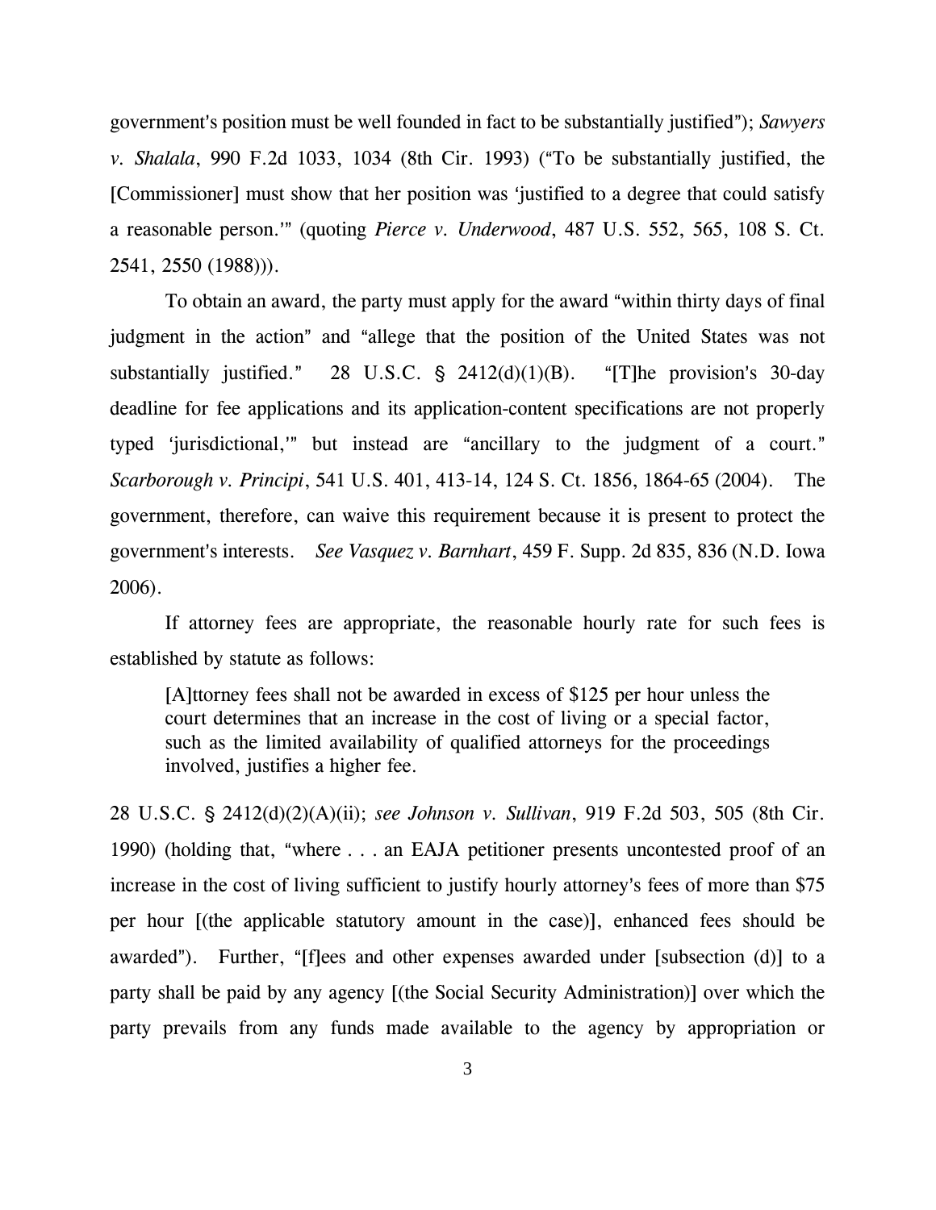government's position must be well founded in fact to be substantially justified"); *Sawyers v. Shalala*, 990 F.2d 1033, 1034 (8th Cir. 1993) ("To be substantially justified, the [Commissioner] must show that her position was 'justified to a degree that could satisfy a reasonable person.'" (quoting *Pierce v. Underwood*, 487 U.S. 552, 565, 108 S. Ct. 2541, 2550 (1988))).

To obtain an award, the party must apply for the award "within thirty days of final judgment in the action" and "allege that the position of the United States was not substantially justified." 28 U.S.C. § 2412(d)(1)(B). "[T]he provision's 30-day deadline for fee applications and its application-content specifications are not properly typed 'jurisdictional,'" but instead are "ancillary to the judgment of a court." *Scarborough v. Principi*, 541 U.S. 401, 413-14, 124 S. Ct. 1856, 1864-65 (2004). The government, therefore, can waive this requirement because it is present to protect the government's interests. *See Vasquez v. Barnhart*, 459 F. Supp. 2d 835, 836 (N.D. Iowa 2006).

If attorney fees are appropriate, the reasonable hourly rate for such fees is established by statute as follows:

> [A]ttorney fees shall not be awarded in excess of $125 per hour unless the court determines that an increase in the cost of living or a special factor, such as the limited availability of qualified attorneys for the proceedings involved, justifies a higher fee.

28 U.S.C. § 2412(d)(2)(A)(ii); *see Johnson v. Sullivan*, 919 F.2d 503, 505 (8th Cir. 1990) (holding that, "where . . . an EAJA petitioner presents uncontested proof of an increase in the cost of living sufficient to justify hourly attorney's fees of more than $75 per hour [(the applicable statutory amount in the case)], enhanced fees should be awarded"). Further, "[f]ees and other expenses awarded under [subsection (d)] to a party shall be paid by any agency [(the Social Security Administration)] over which the party prevails from any funds made available to the agency by appropriation or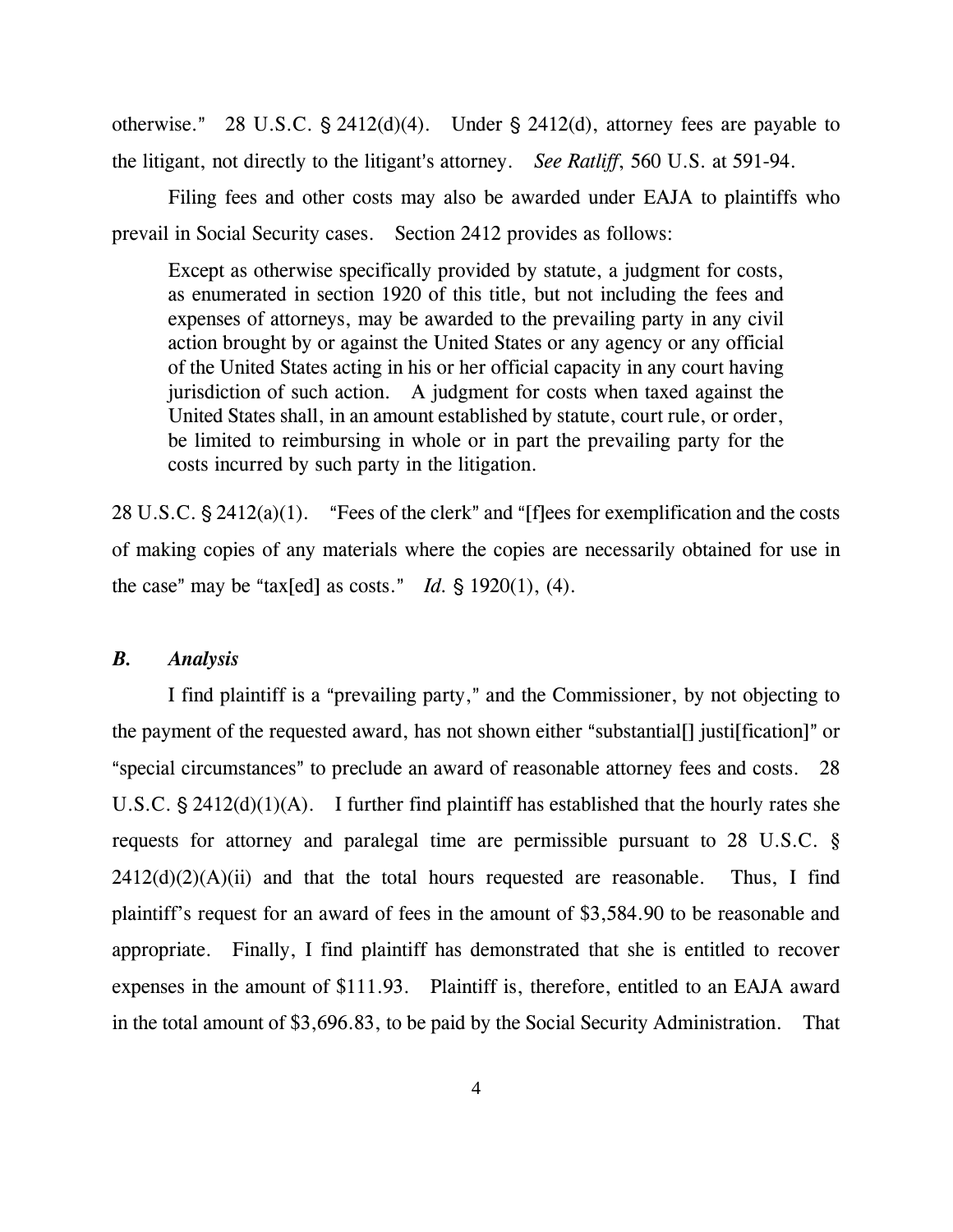otherwise." 28 U.S.C. § 2412(d)(4). Under § 2412(d), attorney fees are payable to the litigant, not directly to the litigant's attorney. *See Ratliff*, 560 U.S. at 591-94.

Filing fees and other costs may also be awarded under EAJA to plaintiffs who prevail in Social Security cases. Section 2412 provides as follows:

> Except as otherwise specifically provided by statute, a judgment for costs, as enumerated in section 1920 of this title, but not including the fees and expenses of attorneys, may be awarded to the prevailing party in any civil action brought by or against the United States or any agency or any official of the United States acting in his or her official capacity in any court having jurisdiction of such action. A judgment for costs when taxed against the United States shall, in an amount established by statute, court rule, or order, be limited to reimbursing in whole or in part the prevailing party for the costs incurred by such party in the litigation.

28 U.S.C. § 2412(a)(1). "Fees of the clerk" and "[f]ees for exemplification and the costs of making copies of any materials where the copies are necessarily obtained for use in the case" may be "tax[ed] as costs." *Id.* § 1920(1), (4).

### *B. Analysis*

I find plaintiff is a "prevailing party," and the Commissioner, by not objecting to the payment of the requested award, has not shown either "substantial[] justi[fication]" or "special circumstances" to preclude an award of reasonable attorney fees and costs. 28 U.S.C. § 2412(d)(1)(A). I further find plaintiff has established that the hourly rates she requests for attorney and paralegal time are permissible pursuant to 28 U.S.C. § 2412(d)(2)(A)(ii) and that the total hours requested are reasonable. Thus, I find plaintiff's request for an award of fees in the amount of $3,584.90 to be reasonable and appropriate. Finally, I find plaintiff has demonstrated that she is entitled to recover expenses in the amount of $111.93. Plaintiff is, therefore, entitled to an EAJA award in the total amount of $3,696.83, to be paid by the Social Security Administration. That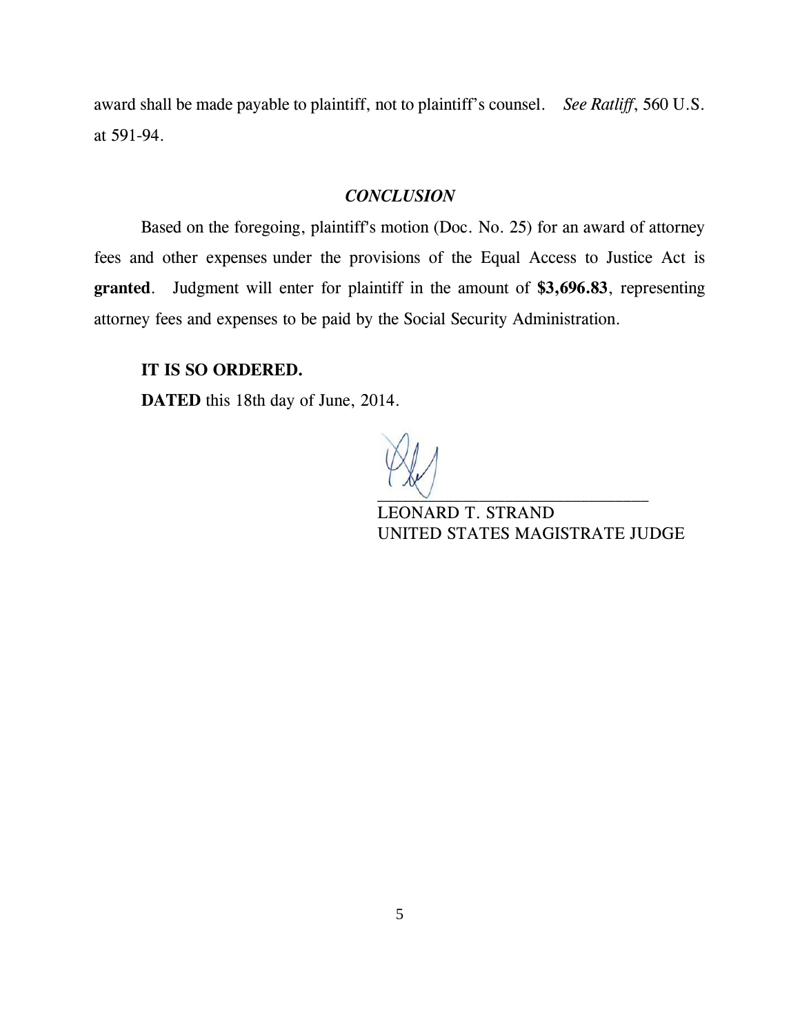award shall be made payable to plaintiff, not to plaintiff's counsel. *See Ratliff*, 560 U.S. at 591-94.

## *CONCLUSION*

Based on the foregoing, plaintiff's motion (Doc. No. 25) for an award of attorney fees and other expenses under the provisions of the Equal Access to Justice Act is **granted**. Judgment will enter for plaintiff in the amount of **$3,696.83**, representing attorney fees and expenses to be paid by the Social Security Administration.

**IT IS SO ORDERED.**

**DATED** this 18th day of June, 2014.

________________________________
LEONARD T. STRAND
UNITED STATES MAGISTRATE JUDGE